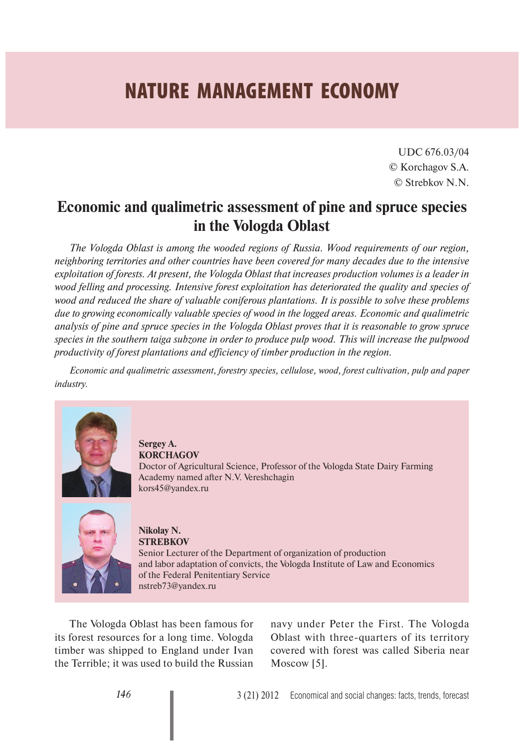# NATURE MANAGEMENT ECONOMY

UDC 676.03/04
© Korchagov S.A.
© Strebkov N.N.

## Economic and qualimetric assessment of pine and spruce species in the Vologda Oblast

*The Vologda Oblast is among the wooded regions of Russia. Wood requirements of our region, neighboring territories and other countries have been covered for many decades due to the intensive exploitation of forests. At present, the Vologda Oblast that increases production volumes is a leader in wood felling and processing. Intensive forest exploitation has deteriorated the quality and species of wood and reduced the share of valuable coniferous plantations. It is possible to solve these problems due to growing economically valuable species of wood in the logged areas. Economic and qualimetric analysis of pine and spruce species in the Vologda Oblast proves that it is reasonable to grow spruce species in the southern taiga subzone in order to produce pulp wood. This will increase the pulpwood productivity of forest plantations and efficiency of timber production in the region.*

*Economic and qualimetric assessment, forestry species, cellulose, wood, forest cultivation, pulp and paper industry.*

**Sergey A. KORCHAGOV**
Doctor of Agricultural Science, Professor of the Vologda State Dairy Farming Academy named after N.V. Vereshchagin
kors45@yandex.ru

**Nikolay N. STREBKOV**
Senior Lecturer of the Department of organization of production and labor adaptation of convicts, the Vologda Institute of Law and Economics of the Federal Penitentiary Service
nstreb73@yandex.ru

The Vologda Oblast has been famous for its forest resources for a long time. Vologda timber was shipped to England under Ivan the Terrible; it was used to build the Russian navy under Peter the First. The Vologda Oblast with three-quarters of its territory covered with forest was called Siberia near Moscow [5].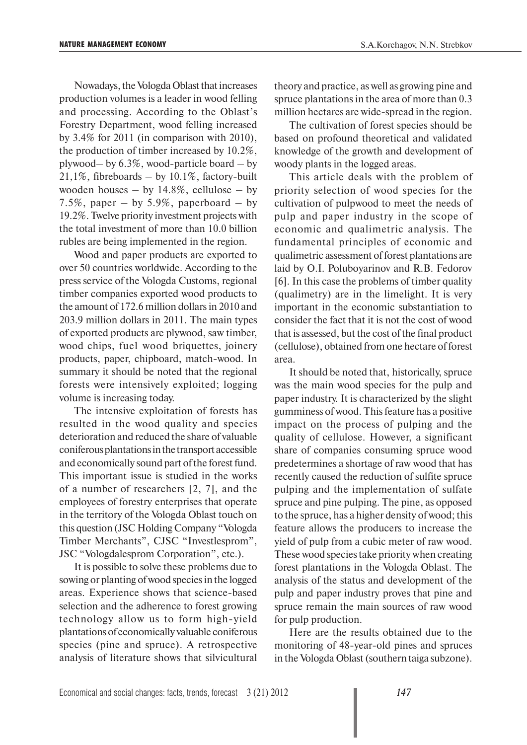Nowadays, the Vologda Oblast that increases production volumes is a leader in wood felling and processing. According to the Oblast's Forestry Department, wood felling increased by 3.4% for 2011 (in comparison with 2010), the production of timber increased by 10.2%, plywood– by 6.3%, wood-particle board – by 21,1%, fibreboards – by 10.1%, factory-built wooden houses – by 14.8%, cellulose – by 7.5%, paper – by 5.9%, paperboard – by 19.2%. Twelve priority investment projects with the total investment of more than 10.0 billion rubles are being implemented in the region.

Wood and paper products are exported to over 50 countries worldwide. According to the press service of the Vologda Customs, regional timber companies exported wood products to the amount of 172.6 million dollars in 2010 and 203.9 million dollars in 2011. The main types of exported products are plywood, saw timber, wood chips, fuel wood briquettes, joinery products, paper, chipboard, match-wood. In summary it should be noted that the regional forests were intensively exploited; logging volume is increasing today.

The intensive exploitation of forests has resulted in the wood quality and species deterioration and reduced the share of valuable coniferous plantations in the transport accessible and economically sound part of the forest fund. This important issue is studied in the works of a number of researchers [2, 7], and the employees of forestry enterprises that operate in the territory of the Vologda Oblast touch on this question (JSC Holding Company "Vologda Timber Merchants", CJSC "Investlesprom", JSC "Vologdalesprom Corporation", etc.).

It is possible to solve these problems due to sowing or planting of wood species in the logged areas. Experience shows that science-based selection and the adherence to forest growing technology allow us to form high-yield plantations of economically valuable coniferous species (pine and spruce). A retrospective analysis of literature shows that silvicultural theory and practice, as well as growing pine and spruce plantations in the area of more than 0.3 million hectares are wide-spread in the region.

The cultivation of forest species should be based on profound theoretical and validated knowledge of the growth and development of woody plants in the logged areas.

This article deals with the problem of priority selection of wood species for the cultivation of pulpwood to meet the needs of pulp and paper industry in the scope of economic and qualimetric analysis. The fundamental principles of economic and qualimetric assessment of forest plantations are laid by O.I. Poluboyarinov and R.B. Fedorov [6]. In this case the problems of timber quality (qualimetry) are in the limelight. It is very important in the economic substantiation to consider the fact that it is not the cost of wood that is assessed, but the cost of the final product (cellulose), obtained from one hectare of forest area.

It should be noted that, historically, spruce was the main wood species for the pulp and paper industry. It is characterized by the slight gumminess of wood. This feature has a positive impact on the process of pulping and the quality of cellulose. However, a significant share of companies consuming spruce wood predetermines a shortage of raw wood that has recently caused the reduction of sulfite spruce pulping and the implementation of sulfate spruce and pine pulping. The pine, as opposed to the spruce, has a higher density of wood; this feature allows the producers to increase the yield of pulp from a cubic meter of raw wood. These wood species take priority when creating forest plantations in the Vologda Oblast. The analysis of the status and development of the pulp and paper industry proves that pine and spruce remain the main sources of raw wood for pulp production.

Here are the results obtained due to the monitoring of 48-year-old pines and spruces in the Vologda Oblast (southern taiga subzone).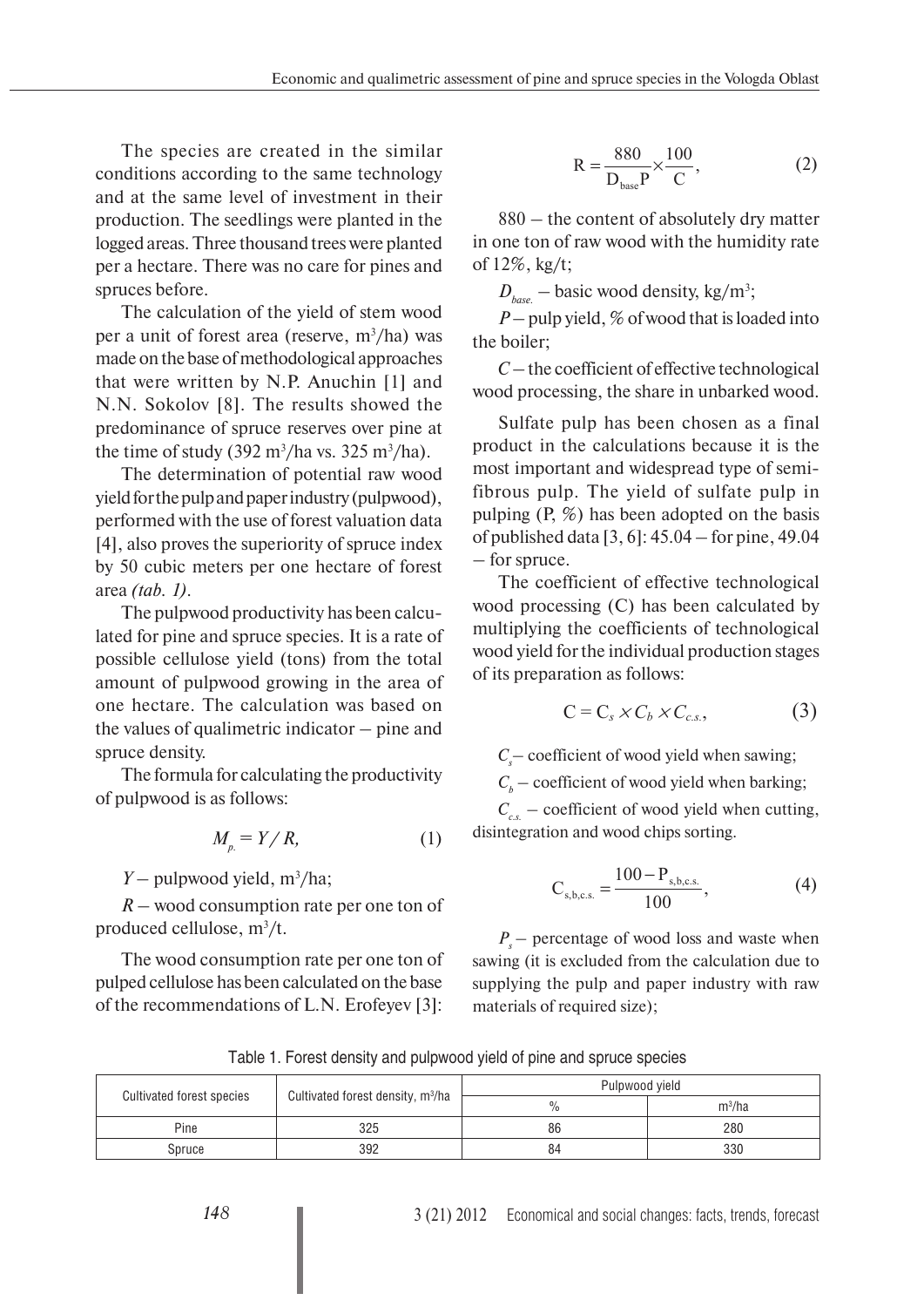The species are created in the similar conditions according to the same technology and at the same level of investment in their production. The seedlings were planted in the logged areas. Three thousand trees were planted per a hectare. There was no care for pines and spruces before.

The calculation of the yield of stem wood per a unit of forest area (reserve, $m^3$/ha) was made on the base of methodological approaches that were written by N.P. Anuchin [1] and N.N. Sokolov [8]. The results showed the predominance of spruce reserves over pine at the time of study (392 $m^3$/ha vs. 325 $m^3$/ha).

The determination of potential raw wood yield for the pulp and paper industry (pulpwood), performed with the use of forest valuation data [4], also proves the superiority of spruce index by 50 cubic meters per one hectare of forest area *(tab. 1)*.

The pulpwood productivity has been calculated for pine and spruce species. It is a rate of possible cellulose yield (tons) from the total amount of pulpwood growing in the area of one hectare. The calculation was based on the values of qualimetric indicator – pine and spruce density.

The formula for calculating the productivity of pulpwood is as follows:

$$M_{p.} = Y / R, \tag{1}$$

$Y$ – pulpwood yield, $m^3$/ha;

$R$ – wood consumption rate per one ton of produced cellulose, $m^3$/t.

The wood consumption rate per one ton of pulped cellulose has been calculated on the base of the recommendations of L.N. Erofeyev [3]:

$$\text{R} = \frac{880}{\text{D}_{\text{base}}\text{P}} \times \frac{100}{\text{C}}, \tag{2}$$

880 – the content of absolutely dry matter in one ton of raw wood with the humidity rate of 12%, kg/t;

$D_{base.}$ – basic wood density, kg/$m^3$;

$P$ – pulp yield, % of wood that is loaded into the boiler;

$C$ – the coefficient of effective technological wood processing, the share in unbarked wood.

Sulfate pulp has been chosen as a final product in the calculations because it is the most important and widespread type of semi-fibrous pulp. The yield of sulfate pulp in pulping (P, %) has been adopted on the basis of published data [3, 6]: 45.04 – for pine, 49.04 – for spruce.

The coefficient of effective technological wood processing (C) has been calculated by multiplying the coefficients of technological wood yield for the individual production stages of its preparation as follows:

$$\text{C} = \text{C}_s \times C_b \times C_{c.s.}, \tag{3}$$

$C_s$ – coefficient of wood yield when sawing;

$C_b$ – coefficient of wood yield when barking;

$C_{c.s.}$ – coefficient of wood yield when cutting, disintegration and wood chips sorting.

$$\text{C}_{\text{s,b,c.s.}} = \frac{100 - \text{P}_{\text{s,b,c.s.}}}{100}, \tag{4}$$

$P_s$ – percentage of wood loss and waste when sawing (it is excluded from the calculation due to supplying the pulp and paper industry with raw materials of required size);

Table 1. Forest density and pulpwood yield of pine and spruce species

| Cultivated forest species | Cultivated forest density, $m^3$/ha | Pulpwood yield | |
|---|---|---|---|
| | | % | $m^3$/ha |
| Pine | 325 | 86 | 280 |
| Spruce | 392 | 84 | 330 |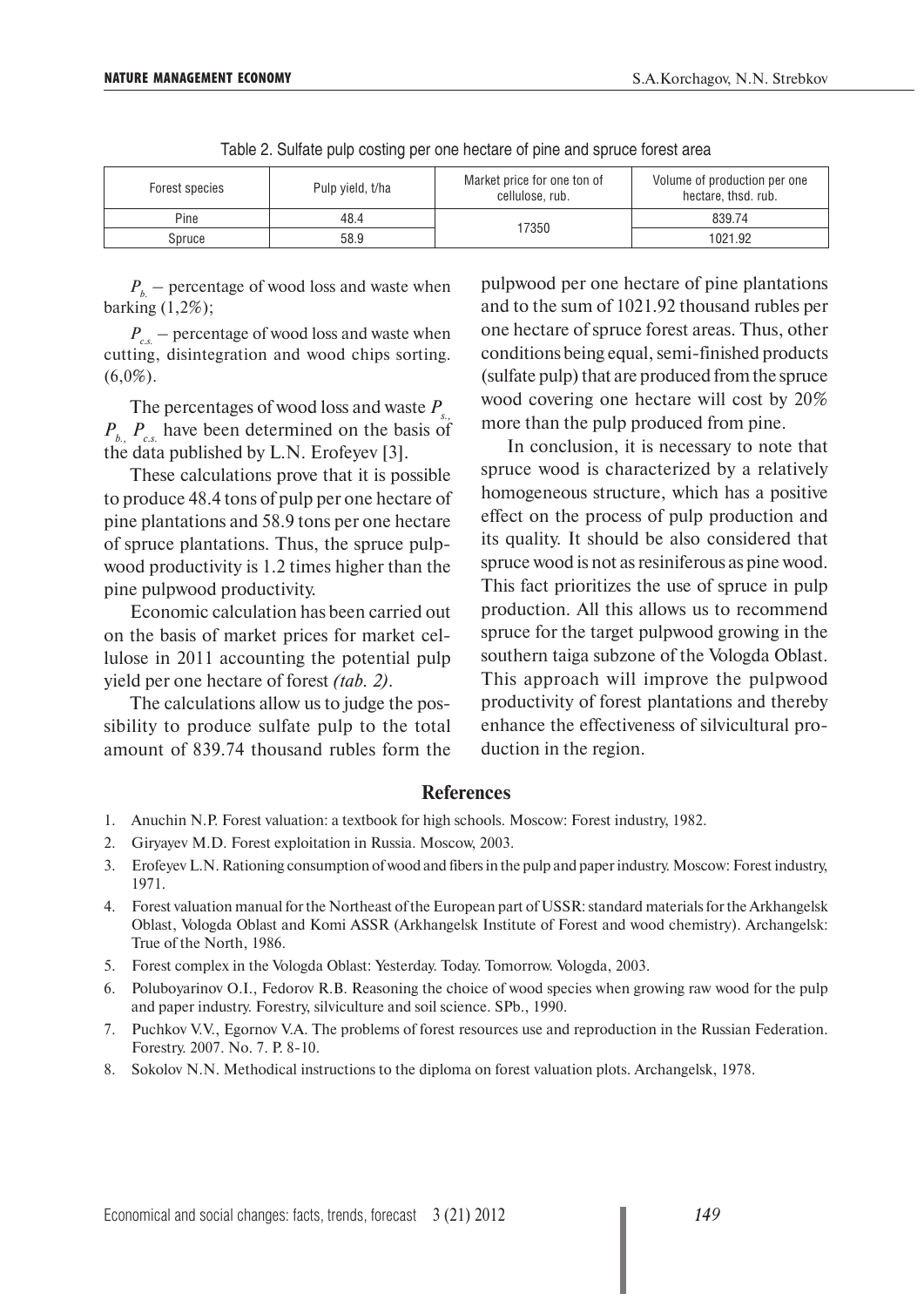Table 2. Sulfate pulp costing per one hectare of pine and spruce forest area

| Forest species | Pulp yield, t/ha | Market price for one ton of cellulose, rub. | Volume of production per one hectare, thsd. rub. |
|---|---|---|---|
| Pine | 48.4 | 17350 | 839.74 |
| Spruce | 58.9 | | 1021.92 |

$P_{b.}$ – percentage of wood loss and waste when barking (1,2%);

$P_{c.s.}$ – percentage of wood loss and waste when cutting, disintegration and wood chips sorting. (6,0%).

The percentages of wood loss and waste $P_{s.,}$ $P_{b.,}$ $P_{c.s.}$ have been determined on the basis of the data published by L.N. Erofeyev [3].

These calculations prove that it is possible to produce 48.4 tons of pulp per one hectare of pine plantations and 58.9 tons per one hectare of spruce plantations. Thus, the spruce pulpwood productivity is 1.2 times higher than the pine pulpwood productivity.

Economic calculation has been carried out on the basis of market prices for market cellulose in 2011 accounting the potential pulp yield per one hectare of forest *(tab. 2)*.

The calculations allow us to judge the possibility to produce sulfate pulp to the total amount of 839.74 thousand rubles form the pulpwood per one hectare of pine plantations and to the sum of 1021.92 thousand rubles per one hectare of spruce forest areas. Thus, other conditions being equal, semi-finished products (sulfate pulp) that are produced from the spruce wood covering one hectare will cost by 20% more than the pulp produced from pine.

In conclusion, it is necessary to note that spruce wood is characterized by a relatively homogeneous structure, which has a positive effect on the process of pulp production and its quality. It should be also considered that spruce wood is not as resiniferous as pine wood. This fact prioritizes the use of spruce in pulp production. All this allows us to recommend spruce for the target pulpwood growing in the southern taiga subzone of the Vologda Oblast. This approach will improve the pulpwood productivity of forest plantations and thereby enhance the effectiveness of silvicultural production in the region.

## References

1. Anuchin N.P. Forest valuation: a textbook for high schools. Moscow: Forest industry, 1982.
2. Giryayev M.D. Forest exploitation in Russia. Moscow, 2003.
3. Erofeyev L.N. Rationing consumption of wood and fibers in the pulp and paper industry. Moscow: Forest industry, 1971.
4. Forest valuation manual for the Northeast of the European part of USSR: standard materials for the Arkhangelsk Oblast, Vologda Oblast and Komi ASSR (Arkhangelsk Institute of Forest and wood chemistry). Archangelsk: True of the North, 1986.
5. Forest complex in the Vologda Oblast: Yesterday. Today. Tomorrow. Vologda, 2003.
6. Poluboyarinov O.I., Fedorov R.B. Reasoning the choice of wood species when growing raw wood for the pulp and paper industry. Forestry, silviculture and soil science. SPb., 1990.
7. Puchkov V.V., Egornov V.A. The problems of forest resources use and reproduction in the Russian Federation. Forestry. 2007. No. 7. P. 8-10.
8. Sokolov N.N. Methodical instructions to the diploma on forest valuation plots. Archangelsk, 1978.